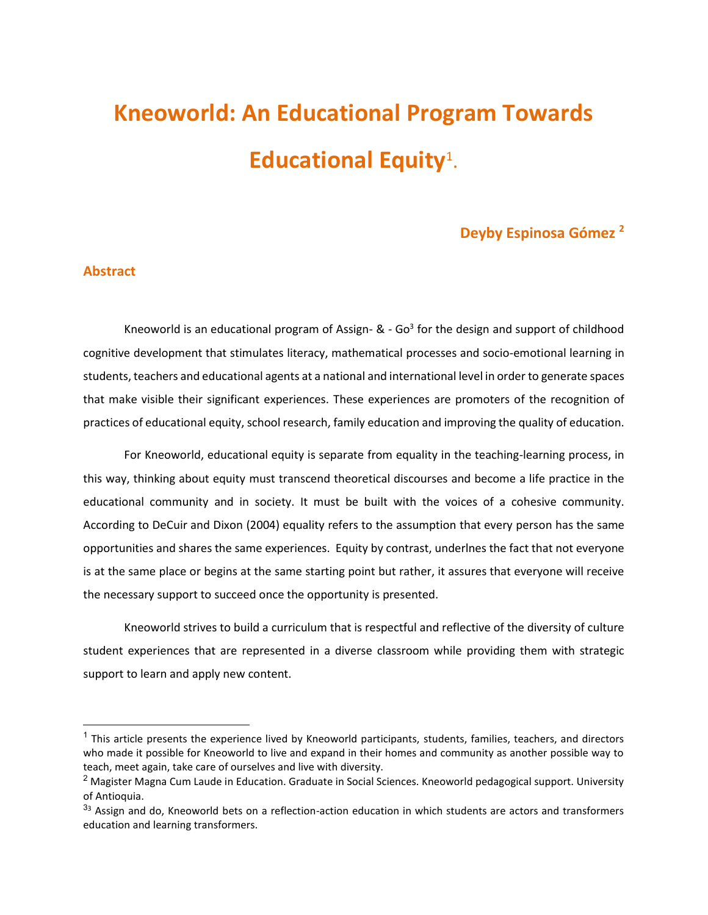# Kneoworld: An Educational Program Towards Educational Equity[1].

**Deyby Espinosa Gómez [2]**

## Abstract

Kneoworld is an educational program of Assign- & - Go[3] for the design and support of childhood cognitive development that stimulates literacy, mathematical processes and socio-emotional learning in students, teachers and educational agents at a national and international level in order to generate spaces that make visible their significant experiences. These experiences are promoters of the recognition of practices of educational equity, school research, family education and improving the quality of education.

For Kneoworld, educational equity is separate from equality in the teaching-learning process, in this way, thinking about equity must transcend theoretical discourses and become a life practice in the educational community and in society. It must be built with the voices of a cohesive community. According to DeCuir and Dixon (2004) equality refers to the assumption that every person has the same opportunities and shares the same experiences. Equity by contrast, underlnes the fact that not everyone is at the same place or begins at the same starting point but rather, it assures that everyone will receive the necessary support to succeed once the opportunity is presented.

Kneoworld strives to build a curriculum that is respectful and reflective of the diversity of culture student experiences that are represented in a diverse classroom while providing them with strategic support to learn and apply new content.

---

[1] This article presents the experience lived by Kneoworld participants, students, families, teachers, and directors who made it possible for Kneoworld to live and expand in their homes and community as another possible way to teach, meet again, take care of ourselves and live with diversity.

[2] Magister Magna Cum Laude in Education. Graduate in Social Sciences. Kneoworld pedagogical support. University of Antioquia.

[33] Assign and do, Kneoworld bets on a reflection-action education in which students are actors and transformers education and learning transformers.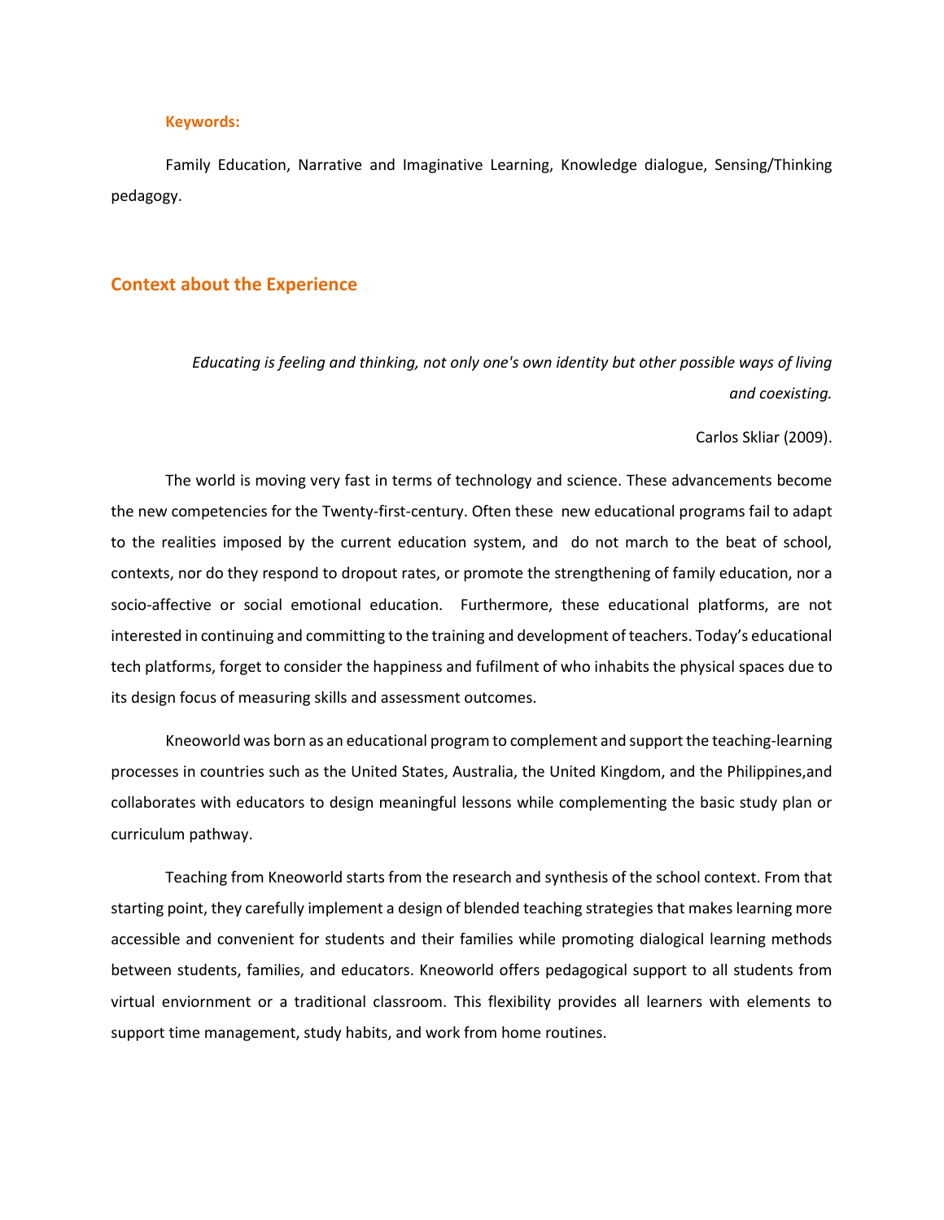**Keywords:**

Family Education, Narrative and Imaginative Learning, Knowledge dialogue, Sensing/Thinking pedagogy.

## Context about the Experience

*Educating is feeling and thinking, not only one's own identity but other possible ways of living and coexisting.*

Carlos Skliar (2009).

The world is moving very fast in terms of technology and science. These advancements become the new competencies for the Twenty-first-century. Often these new educational programs fail to adapt to the realities imposed by the current education system, and do not march to the beat of school, contexts, nor do they respond to dropout rates, or promote the strengthening of family education, nor a socio-affective or social emotional education. Furthermore, these educational platforms, are not interested in continuing and committing to the training and development of teachers. Today's educational tech platforms, forget to consider the happiness and fufilment of who inhabits the physical spaces due to its design focus of measuring skills and assessment outcomes.

Kneoworld was born as an educational program to complement and support the teaching-learning processes in countries such as the United States, Australia, the United Kingdom, and the Philippines,and collaborates with educators to design meaningful lessons while complementing the basic study plan or curriculum pathway.

Teaching from Kneoworld starts from the research and synthesis of the school context. From that starting point, they carefully implement a design of blended teaching strategies that makes learning more accessible and convenient for students and their families while promoting dialogical learning methods between students, families, and educators. Kneoworld offers pedagogical support to all students from virtual enviornment or a traditional classroom. This flexibility provides all learners with elements to support time management, study habits, and work from home routines.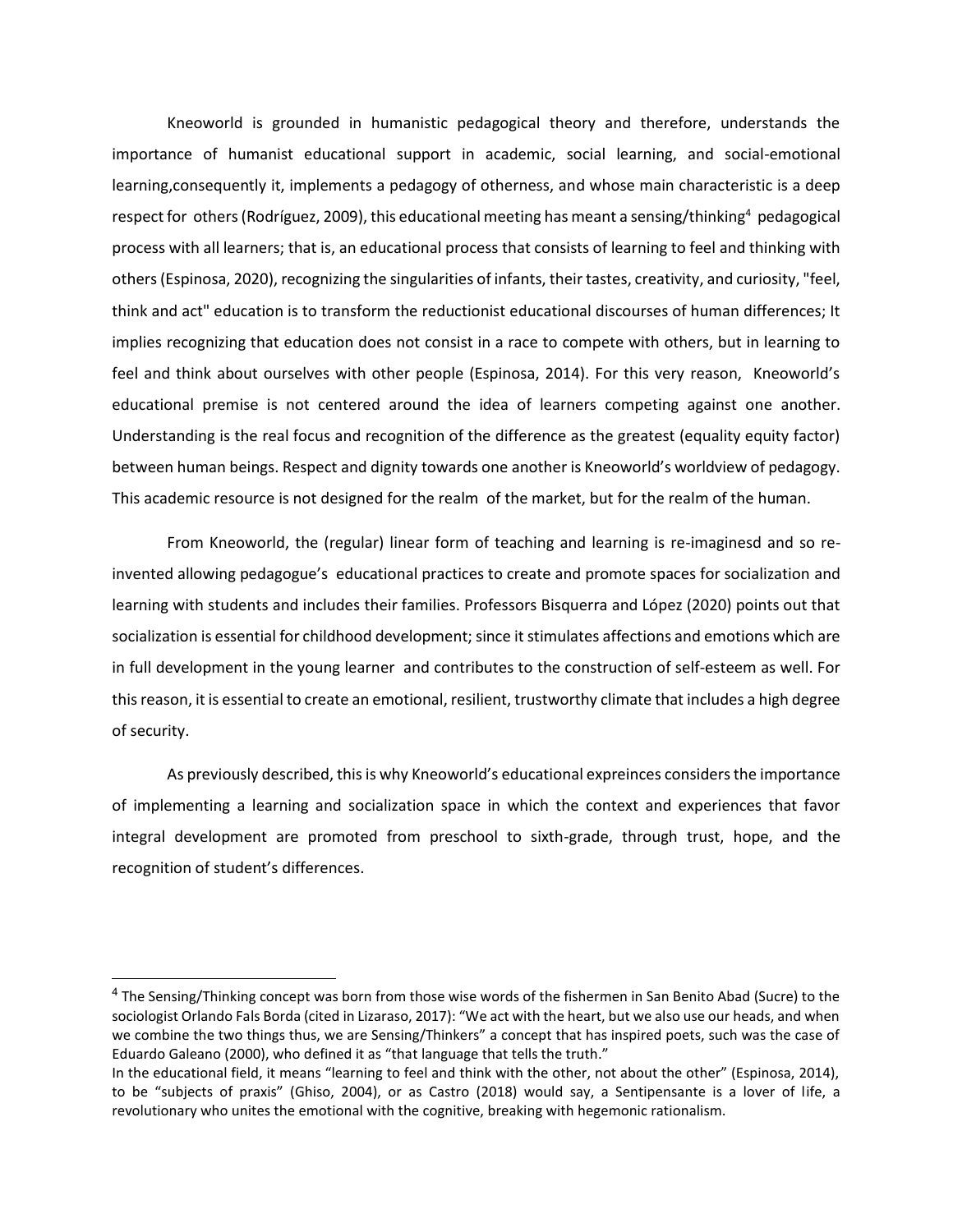Kneoworld is grounded in humanistic pedagogical theory and therefore, understands the importance of humanist educational support in academic, social learning, and social-emotional learning,consequently it, implements a pedagogy of otherness, and whose main characteristic is a deep respect for others (Rodríguez, 2009), this educational meeting has meant a sensing/thinking[4] pedagogical process with all learners; that is, an educational process that consists of learning to feel and thinking with others (Espinosa, 2020), recognizing the singularities of infants, their tastes, creativity, and curiosity, "feel, think and act" education is to transform the reductionist educational discourses of human differences; It implies recognizing that education does not consist in a race to compete with others, but in learning to feel and think about ourselves with other people (Espinosa, 2014). For this very reason, Kneoworld's educational premise is not centered around the idea of learners competing against one another. Understanding is the real focus and recognition of the difference as the greatest (equality equity factor) between human beings. Respect and dignity towards one another is Kneoworld's worldview of pedagogy. This academic resource is not designed for the realm of the market, but for the realm of the human.

From Kneoworld, the (regular) linear form of teaching and learning is re-imaginesd and so re-invented allowing pedagogue's educational practices to create and promote spaces for socialization and learning with students and includes their families. Professors Bisquerra and López (2020) points out that socialization is essential for childhood development; since it stimulates affections and emotions which are in full development in the young learner and contributes to the construction of self-esteem as well. For this reason, it is essential to create an emotional, resilient, trustworthy climate that includes a high degree of security.

As previously described, this is why Kneoworld's educational expreinces considers the importance of implementing a learning and socialization space in which the context and experiences that favor integral development are promoted from preschool to sixth-grade, through trust, hope, and the recognition of student's differences.

---

[4] The Sensing/Thinking concept was born from those wise words of the fishermen in San Benito Abad (Sucre) to the sociologist Orlando Fals Borda (cited in Lizaraso, 2017): "We act with the heart, but we also use our heads, and when we combine the two things thus, we are Sensing/Thinkers" a concept that has inspired poets, such was the case of Eduardo Galeano (2000), who defined it as "that language that tells the truth."
In the educational field, it means "learning to feel and think with the other, not about the other" (Espinosa, 2014), to be "subjects of praxis" (Ghiso, 2004), or as Castro (2018) would say, a Sentipensante is a lover of life, a revolutionary who unites the emotional with the cognitive, breaking with hegemonic rationalism.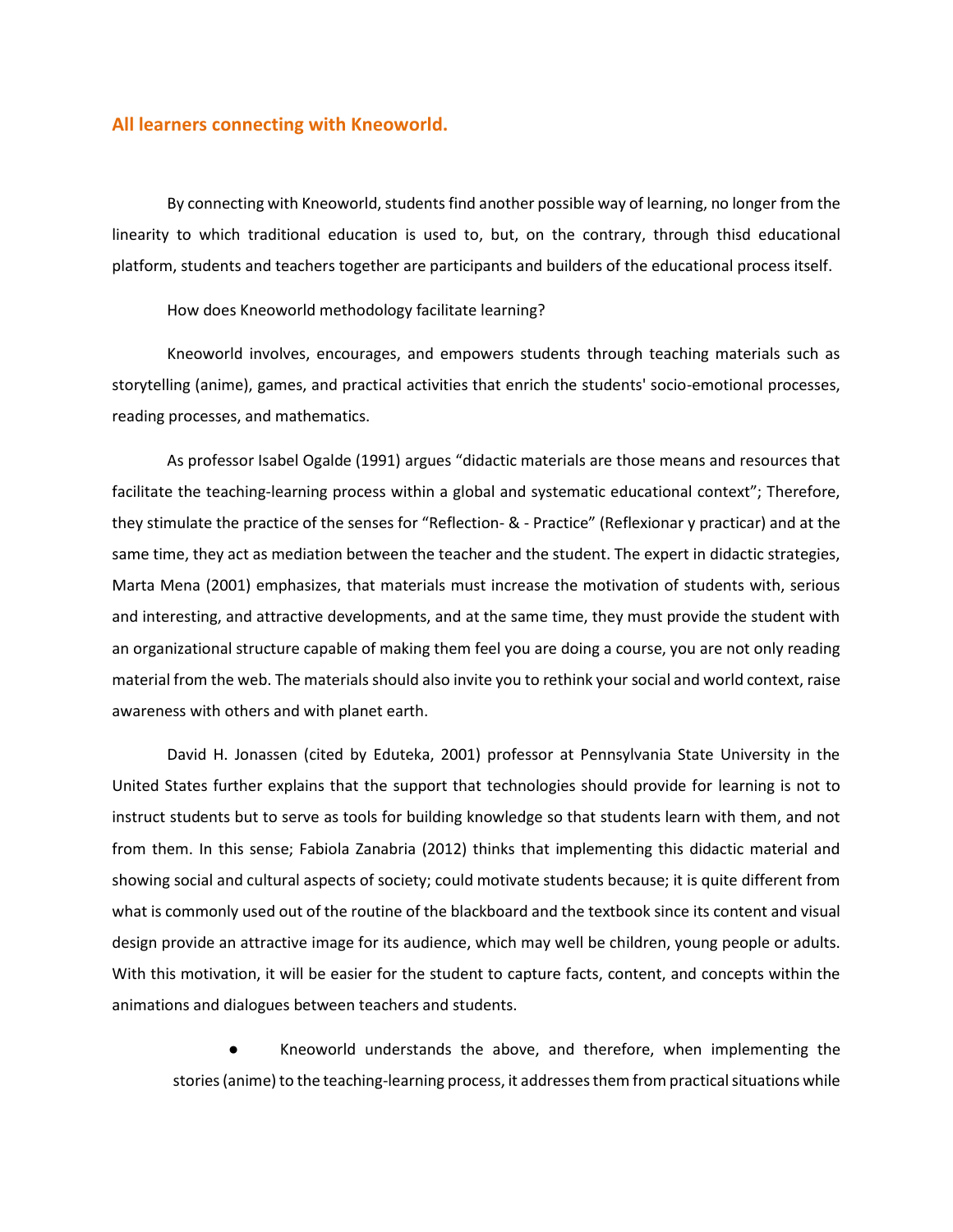## All learners connecting with Kneoworld.

By connecting with Kneoworld, students find another possible way of learning, no longer from the linearity to which traditional education is used to, but, on the contrary, through thisd educational platform, students and teachers together are participants and builders of the educational process itself.

How does Kneoworld methodology facilitate learning?

Kneoworld involves, encourages, and empowers students through teaching materials such as storytelling (anime), games, and practical activities that enrich the students' socio-emotional processes, reading processes, and mathematics.

As professor Isabel Ogalde (1991) argues "didactic materials are those means and resources that facilitate the teaching-learning process within a global and systematic educational context"; Therefore, they stimulate the practice of the senses for "Reflection- & - Practice" (Reflexionar y practicar) and at the same time, they act as mediation between the teacher and the student. The expert in didactic strategies, Marta Mena (2001) emphasizes, that materials must increase the motivation of students with, serious and interesting, and attractive developments, and at the same time, they must provide the student with an organizational structure capable of making them feel you are doing a course, you are not only reading material from the web. The materials should also invite you to rethink your social and world context, raise awareness with others and with planet earth.

David H. Jonassen (cited by Eduteka, 2001) professor at Pennsylvania State University in the United States further explains that the support that technologies should provide for learning is not to instruct students but to serve as tools for building knowledge so that students learn with them, and not from them. In this sense; Fabiola Zanabria (2012) thinks that implementing this didactic material and showing social and cultural aspects of society; could motivate students because; it is quite different from what is commonly used out of the routine of the blackboard and the textbook since its content and visual design provide an attractive image for its audience, which may well be children, young people or adults. With this motivation, it will be easier for the student to capture facts, content, and concepts within the animations and dialogues between teachers and students.

- Kneoworld understands the above, and therefore, when implementing the stories (anime) to the teaching-learning process, it addresses them from practical situations while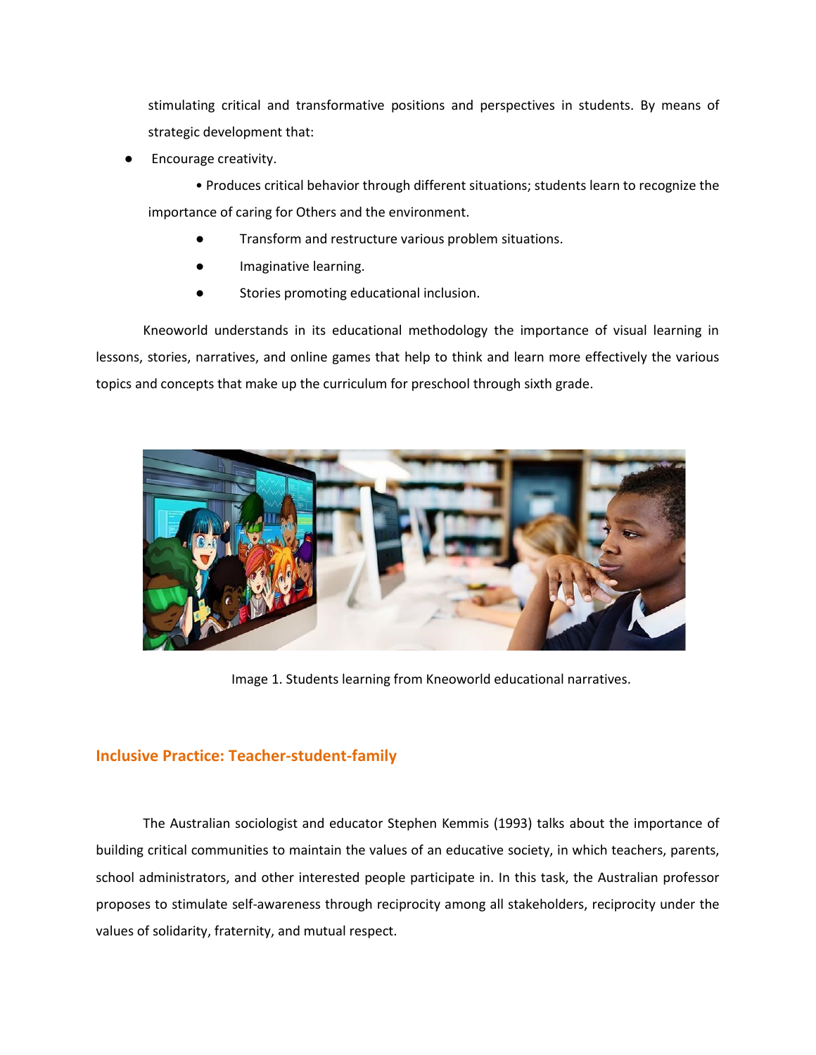stimulating critical and transformative positions and perspectives in students. By means of strategic development that:

- Encourage creativity.

• Produces critical behavior through different situations; students learn to recognize the importance of caring for Others and the environment.

- Transform and restructure various problem situations.
- Imaginative learning.
- Stories promoting educational inclusion.

Kneoworld understands in its educational methodology the importance of visual learning in lessons, stories, narratives, and online games that help to think and learn more effectively the various topics and concepts that make up the curriculum for preschool through sixth grade.

Image 1. Students learning from Kneoworld educational narratives.

## Inclusive Practice: Teacher-student-family

The Australian sociologist and educator Stephen Kemmis (1993) talks about the importance of building critical communities to maintain the values of an educative society, in which teachers, parents, school administrators, and other interested people participate in. In this task, the Australian professor proposes to stimulate self-awareness through reciprocity among all stakeholders, reciprocity under the values of solidarity, fraternity, and mutual respect.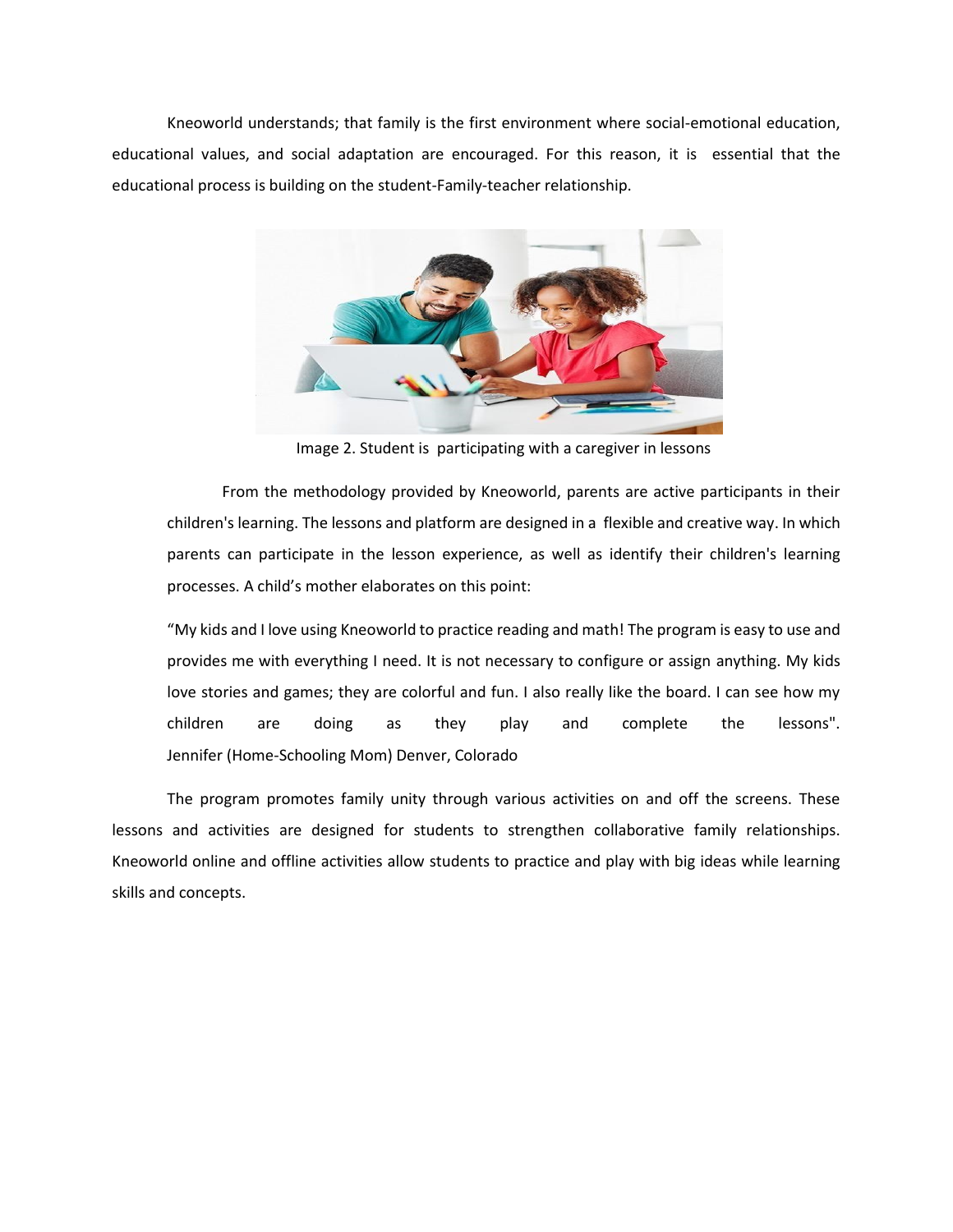Kneoworld understands; that family is the first environment where social-emotional education, educational values, and social adaptation are encouraged. For this reason, it is essential that the educational process is building on the student-Family-teacher relationship.

Image 2. Student is participating with a caregiver in lessons

From the methodology provided by Kneoworld, parents are active participants in their children's learning. The lessons and platform are designed in a flexible and creative way. In which parents can participate in the lesson experience, as well as identify their children's learning processes. A child's mother elaborates on this point:

"My kids and I love using Kneoworld to practice reading and math! The program is easy to use and provides me with everything I need. It is not necessary to configure or assign anything. My kids love stories and games; they are colorful and fun. I also really like the board. I can see how my children are doing as they play and complete the lessons". Jennifer (Home-Schooling Mom) Denver, Colorado

The program promotes family unity through various activities on and off the screens. These lessons and activities are designed for students to strengthen collaborative family relationships. Kneoworld online and offline activities allow students to practice and play with big ideas while learning skills and concepts.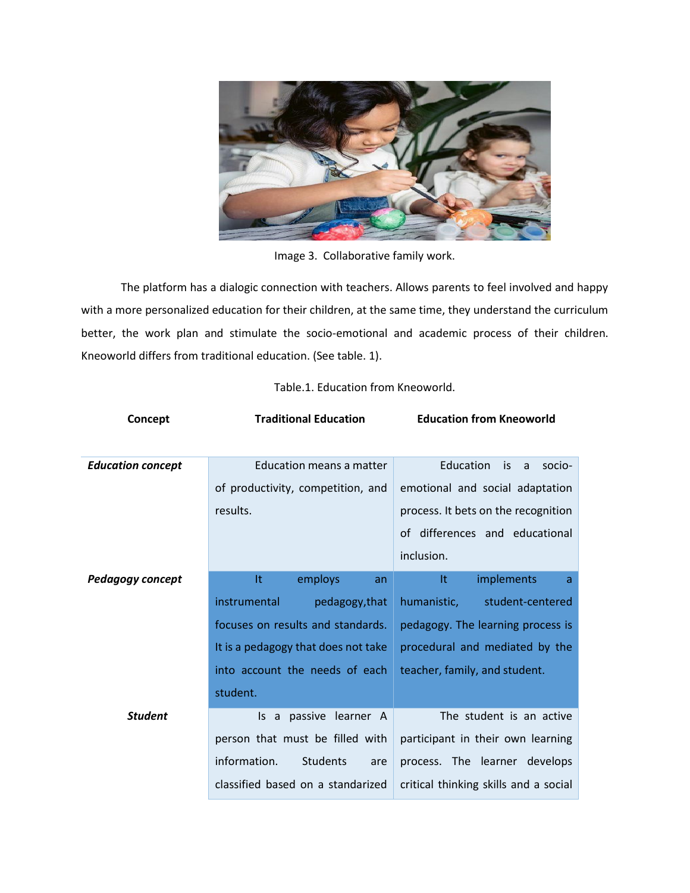Image 3. Collaborative family work.

The platform has a dialogic connection with teachers. Allows parents to feel involved and happy with a more personalized education for their children, at the same time, they understand the curriculum better, the work plan and stimulate the socio-emotional and academic process of their children. Kneoworld differs from traditional education. (See table. 1).

Table.1. Education from Kneoworld.

| Concept | Traditional Education | Education from Kneoworld |
| --- | --- | --- |
| ***Education concept*** | Education means a matter of productivity, competition, and results. | Education is a socio-emotional and social adaptation process. It bets on the recognition of differences and educational inclusion. |
| ***Pedagogy concept*** | It employs an instrumental pedagogy,that focuses on results and standards. It is a pedagogy that does not take into account the needs of each student. | It implements a humanistic, student-centered pedagogy. The learning process is procedural and mediated by the teacher, family, and student. |
| ***Student*** | Is a passive learner A person that must be filled with information. Students are classified based on a standarized | The student is an active participant in their own learning process. The learner develops critical thinking skills and a social |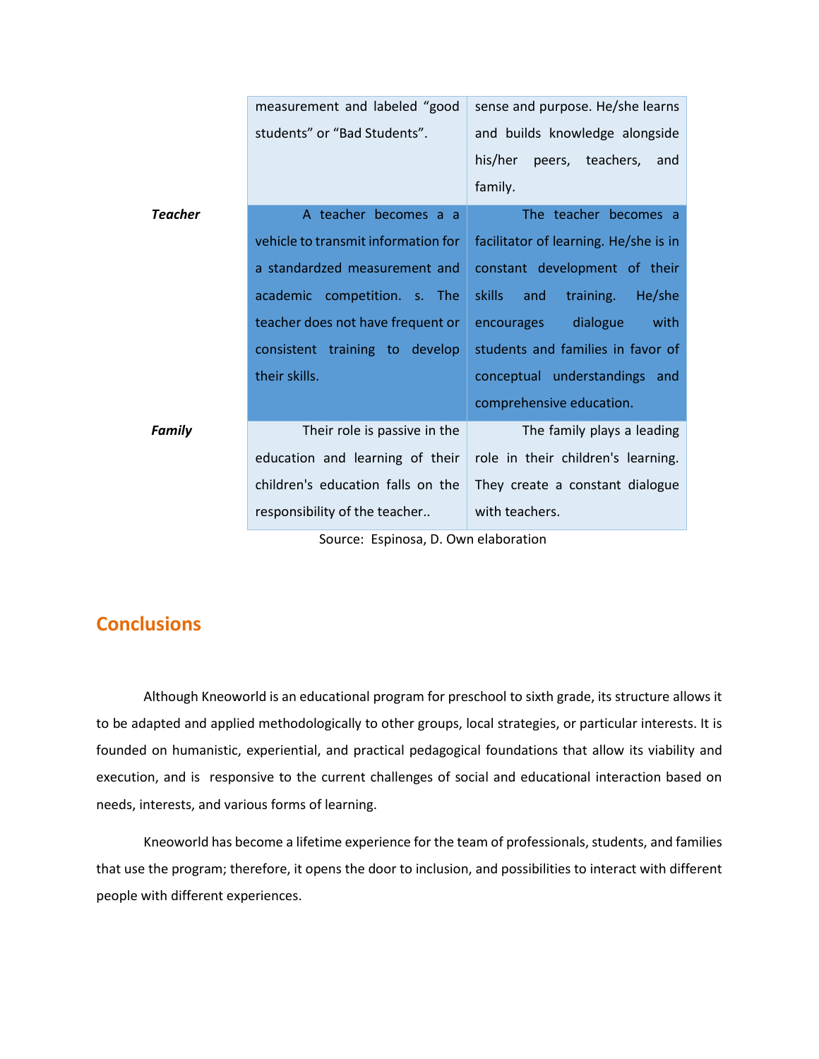| | | |
|---|---|---|
| | measurement and labeled “good students” or “Bad Students”. | sense and purpose. He/she learns and builds knowledge alongside his/her peers, teachers, and family. |
| ***Teacher*** | A teacher becomes a a vehicle to transmit information for a standardzed measurement and academic competition. s. The teacher does not have frequent or consistent training to develop their skills. | The teacher becomes a facilitator of learning. He/she is in constant development of their skills and training. He/she encourages dialogue with students and families in favor of conceptual understandings and comprehensive education. |
| ***Family*** | Their role is passive in the education and learning of their children's education falls on the responsibility of the teacher.. | The family plays a leading role in their children's learning. They create a constant dialogue with teachers. |

Source: Espinosa, D. Own elaboration

## Conclusions

Although Kneoworld is an educational program for preschool to sixth grade, its structure allows it to be adapted and applied methodologically to other groups, local strategies, or particular interests. It is founded on humanistic, experiential, and practical pedagogical foundations that allow its viability and execution, and is responsive to the current challenges of social and educational interaction based on needs, interests, and various forms of learning.

Kneoworld has become a lifetime experience for the team of professionals, students, and families that use the program; therefore, it opens the door to inclusion, and possibilities to interact with different people with different experiences.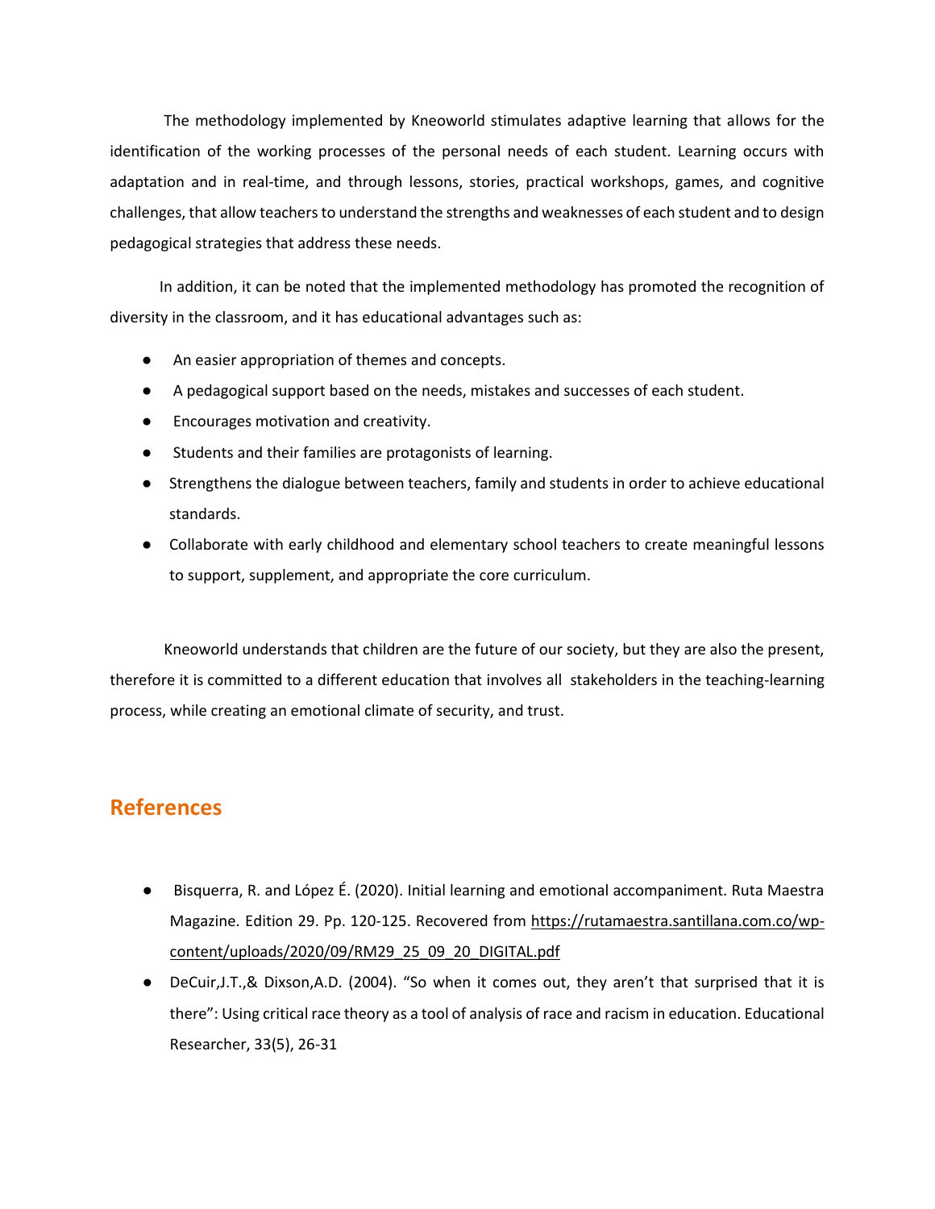The methodology implemented by Kneoworld stimulates adaptive learning that allows for the identification of the working processes of the personal needs of each student. Learning occurs with adaptation and in real-time, and through lessons, stories, practical workshops, games, and cognitive challenges, that allow teachers to understand the strengths and weaknesses of each student and to design pedagogical strategies that address these needs.

In addition, it can be noted that the implemented methodology has promoted the recognition of diversity in the classroom, and it has educational advantages such as:

- An easier appropriation of themes and concepts.
- A pedagogical support based on the needs, mistakes and successes of each student.
- Encourages motivation and creativity.
- Students and their families are protagonists of learning.
- Strengthens the dialogue between teachers, family and students in order to achieve educational standards.
- Collaborate with early childhood and elementary school teachers to create meaningful lessons to support, supplement, and appropriate the core curriculum.

Kneoworld understands that children are the future of our society, but they are also the present, therefore it is committed to a different education that involves all stakeholders in the teaching-learning process, while creating an emotional climate of security, and trust.

## References

- Bisquerra, R. and López É. (2020). Initial learning and emotional accompaniment. Ruta Maestra Magazine. Edition 29. Pp. 120-125. Recovered from https://rutamaestra.santillana.com.co/wp-content/uploads/2020/09/RM29_25_09_20_DIGITAL.pdf
- DeCuir,J.T.,& Dixson,A.D. (2004). "So when it comes out, they aren't that surprised that it is there": Using critical race theory as a tool of analysis of race and racism in education. Educational Researcher, 33(5), 26-31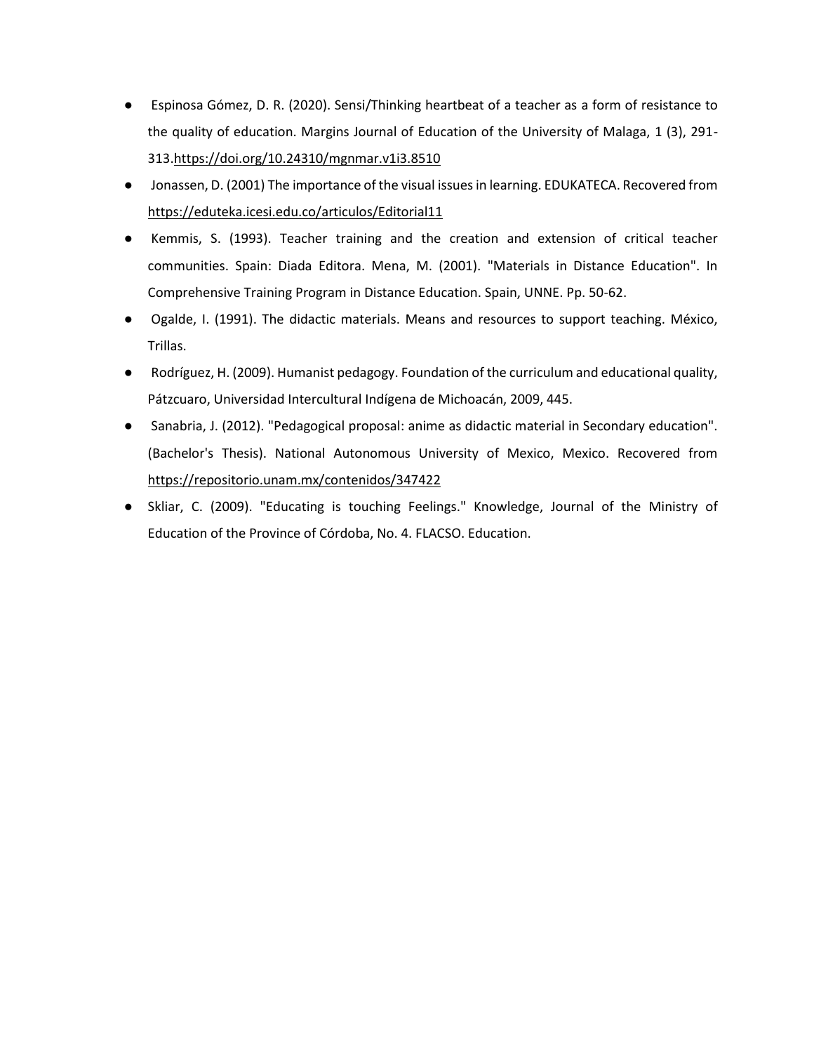- Espinosa Gómez, D. R. (2020). Sensi/Thinking heartbeat of a teacher as a form of resistance to the quality of education. Margins Journal of Education of the University of Malaga, 1 (3), 291-313.https://doi.org/10.24310/mgnmar.v1i3.8510
- Jonassen, D. (2001) The importance of the visual issues in learning. EDUKATECA. Recovered from https://eduteka.icesi.edu.co/articulos/Editorial11
- Kemmis, S. (1993). Teacher training and the creation and extension of critical teacher communities. Spain: Diada Editora. Mena, M. (2001). "Materials in Distance Education". In Comprehensive Training Program in Distance Education. Spain, UNNE. Pp. 50-62.
- Ogalde, I. (1991). The didactic materials. Means and resources to support teaching. México, Trillas.
- Rodríguez, H. (2009). Humanist pedagogy. Foundation of the curriculum and educational quality, Pátzcuaro, Universidad Intercultural Indígena de Michoacán, 2009, 445.
- Sanabria, J. (2012). "Pedagogical proposal: anime as didactic material in Secondary education". (Bachelor's Thesis). National Autonomous University of Mexico, Mexico. Recovered from https://repositorio.unam.mx/contenidos/347422
- Skliar, C. (2009). "Educating is touching Feelings." Knowledge, Journal of the Ministry of Education of the Province of Córdoba, No. 4. FLACSO. Education.